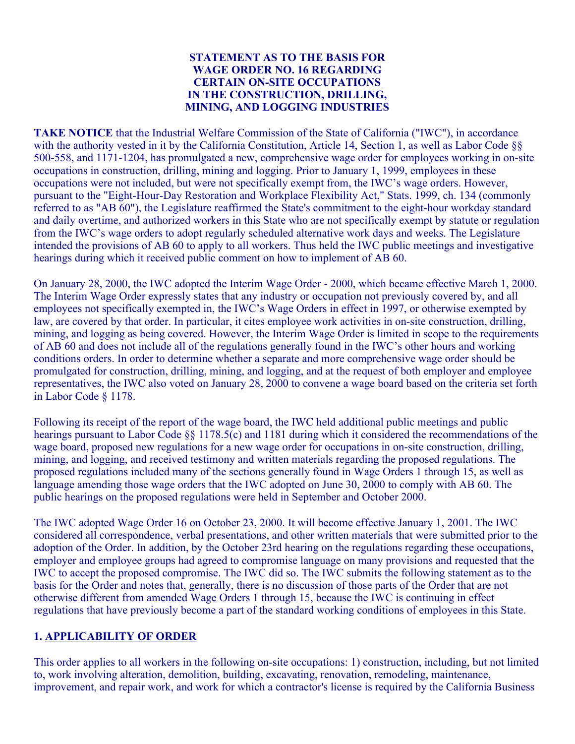# STATEMENT AS TO THE BASIS FOR WAGE ORDER NO. 16 REGARDING CERTAIN ON-SITE OCCUPATIONS IN THE CONSTRUCTION, DRILLING, MINING, AND LOGGING INDUSTRIES

**TAKE NOTICE** that the Industrial Welfare Commission of the State of California ("IWC"), in accordance with the authority vested in it by the California Constitution, Article 14, Section 1, as well as Labor Code §§ 500-558, and 1171-1204, has promulgated a new, comprehensive wage order for employees working in on-site occupations in construction, drilling, mining and logging. Prior to January 1, 1999, employees in these occupations were not included, but were not specifically exempt from, the IWC's wage orders. However, pursuant to the "Eight-Hour-Day Restoration and Workplace Flexibility Act," Stats. 1999, ch. 134 (commonly referred to as "AB 60"), the Legislature reaffirmed the State's commitment to the eight-hour workday standard and daily overtime, and authorized workers in this State who are not specifically exempt by statute or regulation from the IWC's wage orders to adopt regularly scheduled alternative work days and weeks. The Legislature intended the provisions of AB 60 to apply to all workers. Thus held the IWC public meetings and investigative hearings during which it received public comment on how to implement of AB 60.

On January 28, 2000, the IWC adopted the Interim Wage Order - 2000, which became effective March 1, 2000. The Interim Wage Order expressly states that any industry or occupation not previously covered by, and all employees not specifically exempted in, the IWC's Wage Orders in effect in 1997, or otherwise exempted by law, are covered by that order. In particular, it cites employee work activities in on-site construction, drilling, mining, and logging as being covered. However, the Interim Wage Order is limited in scope to the requirements of AB 60 and does not include all of the regulations generally found in the IWC's other hours and working conditions orders. In order to determine whether a separate and more comprehensive wage order should be promulgated for construction, drilling, mining, and logging, and at the request of both employer and employee representatives, the IWC also voted on January 28, 2000 to convene a wage board based on the criteria set forth in Labor Code § 1178.

Following its receipt of the report of the wage board, the IWC held additional public meetings and public hearings pursuant to Labor Code §§ 1178.5(c) and 1181 during which it considered the recommendations of the wage board, proposed new regulations for a new wage order for occupations in on-site construction, drilling, mining, and logging, and received testimony and written materials regarding the proposed regulations. The proposed regulations included many of the sections generally found in Wage Orders 1 through 15, as well as language amending those wage orders that the IWC adopted on June 30, 2000 to comply with AB 60. The public hearings on the proposed regulations were held in September and October 2000.

The IWC adopted Wage Order 16 on October 23, 2000. It will become effective January 1, 2001. The IWC considered all correspondence, verbal presentations, and other written materials that were submitted prior to the adoption of the Order. In addition, by the October 23rd hearing on the regulations regarding these occupations, employer and employee groups had agreed to compromise language on many provisions and requested that the IWC to accept the proposed compromise. The IWC did so. The IWC submits the following statement as to the basis for the Order and notes that, generally, there is no discussion of those parts of the Order that are not otherwise different from amended Wage Orders 1 through 15, because the IWC is continuing in effect regulations that have previously become a part of the standard working conditions of employees in this State.

## 1. APPLICABILITY OF ORDER

This order applies to all workers in the following on-site occupations: 1) construction, including, but not limited to, work involving alteration, demolition, building, excavating, renovation, remodeling, maintenance, improvement, and repair work, and work for which a contractor's license is required by the California Business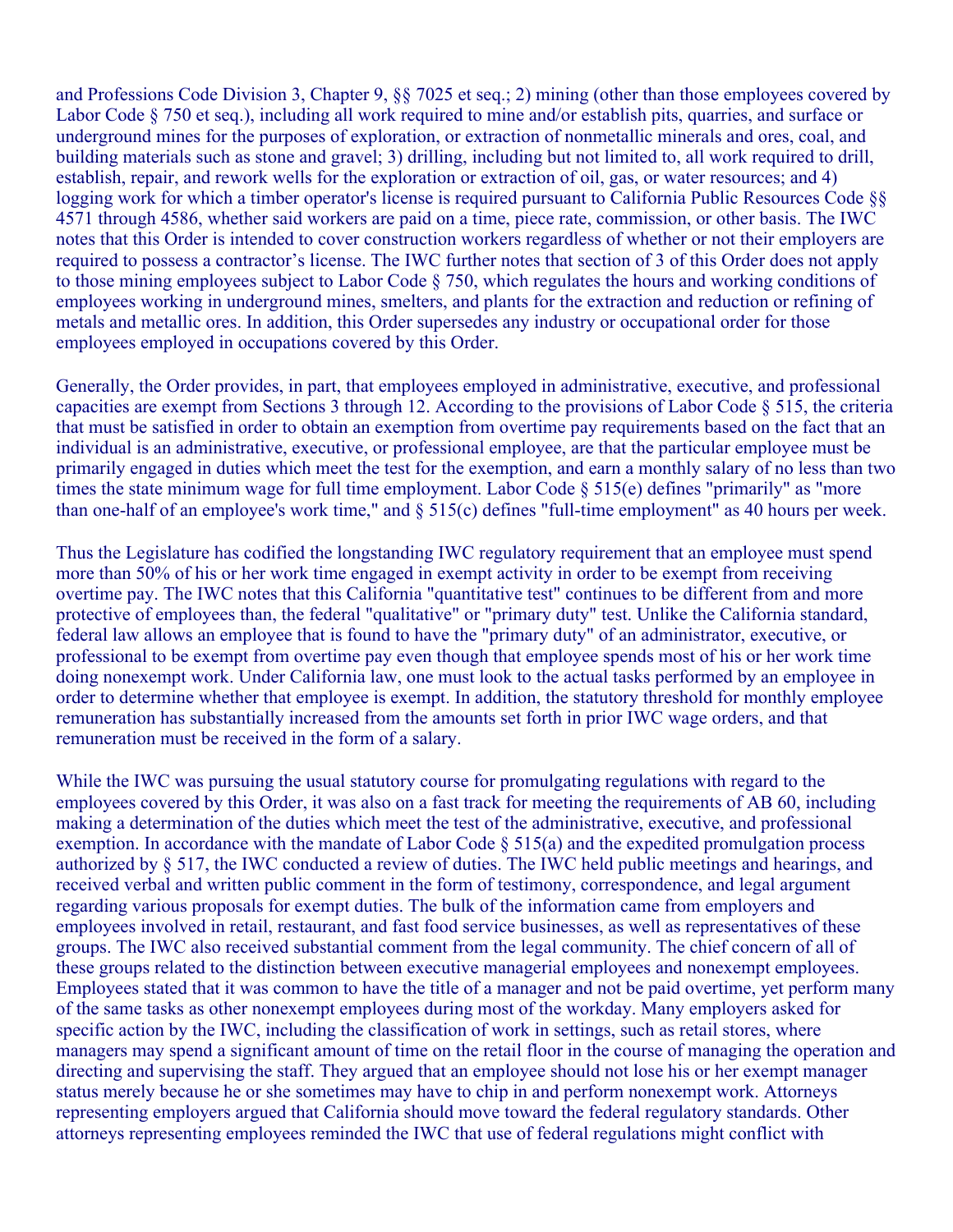and Professions Code Division 3, Chapter 9, §§ 7025 et seq.; 2) mining (other than those employees covered by Labor Code § 750 et seq.), including all work required to mine and/or establish pits, quarries, and surface or underground mines for the purposes of exploration, or extraction of nonmetallic minerals and ores, coal, and building materials such as stone and gravel; 3) drilling, including but not limited to, all work required to drill, establish, repair, and rework wells for the exploration or extraction of oil, gas, or water resources; and 4) logging work for which a timber operator's license is required pursuant to California Public Resources Code §§ 4571 through 4586, whether said workers are paid on a time, piece rate, commission, or other basis. The IWC notes that this Order is intended to cover construction workers regardless of whether or not their employers are required to possess a contractor's license. The IWC further notes that section of 3 of this Order does not apply to those mining employees subject to Labor Code § 750, which regulates the hours and working conditions of employees working in underground mines, smelters, and plants for the extraction and reduction or refining of metals and metallic ores. In addition, this Order supersedes any industry or occupational order for those employees employed in occupations covered by this Order.

Generally, the Order provides, in part, that employees employed in administrative, executive, and professional capacities are exempt from Sections 3 through 12. According to the provisions of Labor Code § 515, the criteria that must be satisfied in order to obtain an exemption from overtime pay requirements based on the fact that an individual is an administrative, executive, or professional employee, are that the particular employee must be primarily engaged in duties which meet the test for the exemption, and earn a monthly salary of no less than two times the state minimum wage for full time employment. Labor Code § 515(e) defines "primarily" as "more than one-half of an employee's work time," and § 515(c) defines "full-time employment" as 40 hours per week.

Thus the Legislature has codified the longstanding IWC regulatory requirement that an employee must spend more than 50% of his or her work time engaged in exempt activity in order to be exempt from receiving overtime pay. The IWC notes that this California "quantitative test" continues to be different from and more protective of employees than, the federal "qualitative" or "primary duty" test. Unlike the California standard, federal law allows an employee that is found to have the "primary duty" of an administrator, executive, or professional to be exempt from overtime pay even though that employee spends most of his or her work time doing nonexempt work. Under California law, one must look to the actual tasks performed by an employee in order to determine whether that employee is exempt. In addition, the statutory threshold for monthly employee remuneration has substantially increased from the amounts set forth in prior IWC wage orders, and that remuneration must be received in the form of a salary.

While the IWC was pursuing the usual statutory course for promulgating regulations with regard to the employees covered by this Order, it was also on a fast track for meeting the requirements of AB 60, including making a determination of the duties which meet the test of the administrative, executive, and professional exemption. In accordance with the mandate of Labor Code § 515(a) and the expedited promulgation process authorized by § 517, the IWC conducted a review of duties. The IWC held public meetings and hearings, and received verbal and written public comment in the form of testimony, correspondence, and legal argument regarding various proposals for exempt duties. The bulk of the information came from employers and employees involved in retail, restaurant, and fast food service businesses, as well as representatives of these groups. The IWC also received substantial comment from the legal community. The chief concern of all of these groups related to the distinction between executive managerial employees and nonexempt employees. Employees stated that it was common to have the title of a manager and not be paid overtime, yet perform many of the same tasks as other nonexempt employees during most of the workday. Many employers asked for specific action by the IWC, including the classification of work in settings, such as retail stores, where managers may spend a significant amount of time on the retail floor in the course of managing the operation and directing and supervising the staff. They argued that an employee should not lose his or her exempt manager status merely because he or she sometimes may have to chip in and perform nonexempt work. Attorneys representing employers argued that California should move toward the federal regulatory standards. Other attorneys representing employees reminded the IWC that use of federal regulations might conflict with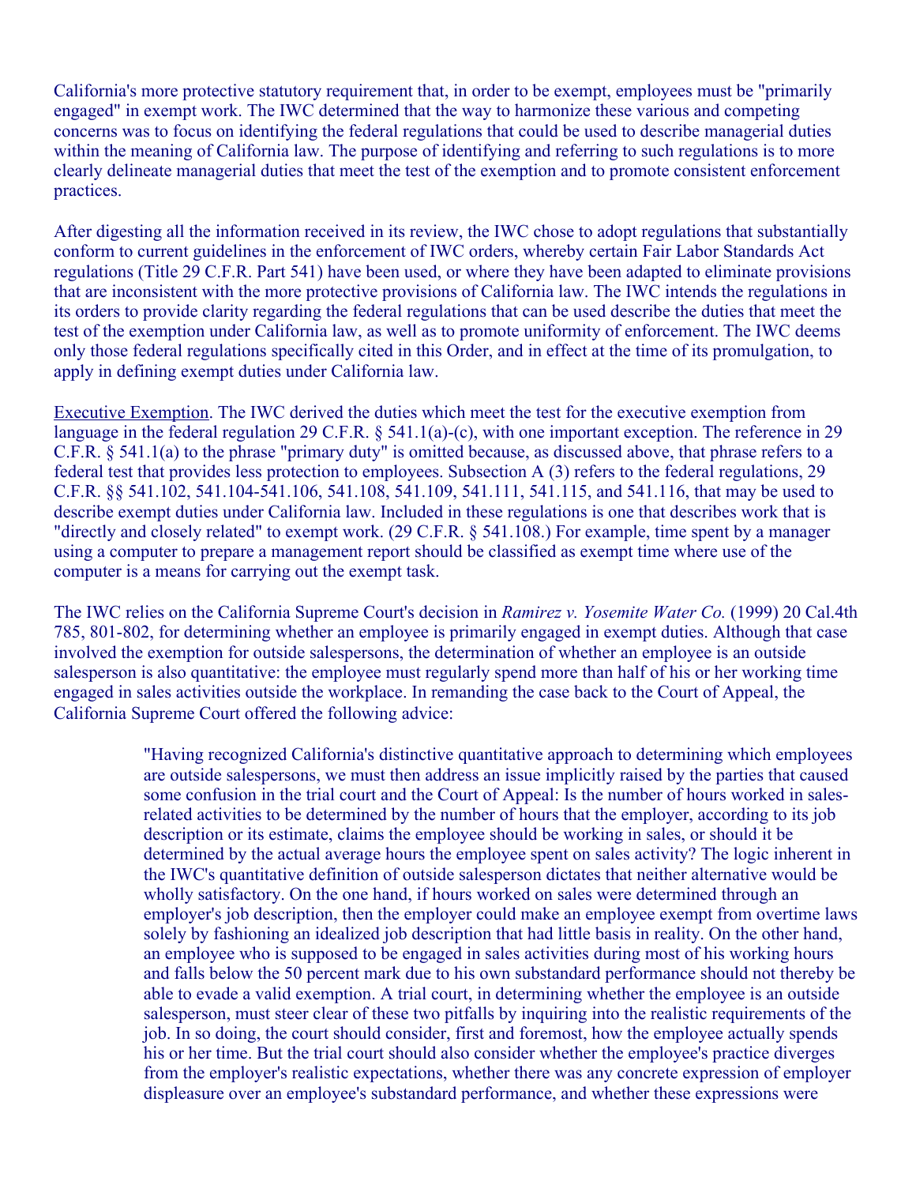California's more protective statutory requirement that, in order to be exempt, employees must be "primarily engaged" in exempt work. The IWC determined that the way to harmonize these various and competing concerns was to focus on identifying the federal regulations that could be used to describe managerial duties within the meaning of California law. The purpose of identifying and referring to such regulations is to more clearly delineate managerial duties that meet the test of the exemption and to promote consistent enforcement practices.

After digesting all the information received in its review, the IWC chose to adopt regulations that substantially conform to current guidelines in the enforcement of IWC orders, whereby certain Fair Labor Standards Act regulations (Title 29 C.F.R. Part 541) have been used, or where they have been adapted to eliminate provisions that are inconsistent with the more protective provisions of California law. The IWC intends the regulations in its orders to provide clarity regarding the federal regulations that can be used describe the duties that meet the test of the exemption under California law, as well as to promote uniformity of enforcement. The IWC deems only those federal regulations specifically cited in this Order, and in effect at the time of its promulgation, to apply in defining exempt duties under California law.

Executive Exemption. The IWC derived the duties which meet the test for the executive exemption from language in the federal regulation 29 C.F.R. § 541.1(a)-(c), with one important exception. The reference in 29 C.F.R. § 541.1(a) to the phrase "primary duty" is omitted because, as discussed above, that phrase refers to a federal test that provides less protection to employees. Subsection A (3) refers to the federal regulations, 29 C.F.R. §§ 541.102, 541.104-541.106, 541.108, 541.109, 541.111, 541.115, and 541.116, that may be used to describe exempt duties under California law. Included in these regulations is one that describes work that is "directly and closely related" to exempt work. (29 C.F.R. § 541.108.) For example, time spent by a manager using a computer to prepare a management report should be classified as exempt time where use of the computer is a means for carrying out the exempt task.

The IWC relies on the California Supreme Court's decision in *Ramirez v. Yosemite Water Co.* (1999) 20 Cal.4th 785, 801-802, for determining whether an employee is primarily engaged in exempt duties. Although that case involved the exemption for outside salespersons, the determination of whether an employee is an outside salesperson is also quantitative: the employee must regularly spend more than half of his or her working time engaged in sales activities outside the workplace. In remanding the case back to the Court of Appeal, the California Supreme Court offered the following advice:

> "Having recognized California's distinctive quantitative approach to determining which employees are outside salespersons, we must then address an issue implicitly raised by the parties that caused some confusion in the trial court and the Court of Appeal: Is the number of hours worked in sales-related activities to be determined by the number of hours that the employer, according to its job description or its estimate, claims the employee should be working in sales, or should it be determined by the actual average hours the employee spent on sales activity? The logic inherent in the IWC's quantitative definition of outside salesperson dictates that neither alternative would be wholly satisfactory. On the one hand, if hours worked on sales were determined through an employer's job description, then the employer could make an employee exempt from overtime laws solely by fashioning an idealized job description that had little basis in reality. On the other hand, an employee who is supposed to be engaged in sales activities during most of his working hours and falls below the 50 percent mark due to his own substandard performance should not thereby be able to evade a valid exemption. A trial court, in determining whether the employee is an outside salesperson, must steer clear of these two pitfalls by inquiring into the realistic requirements of the job. In so doing, the court should consider, first and foremost, how the employee actually spends his or her time. But the trial court should also consider whether the employee's practice diverges from the employer's realistic expectations, whether there was any concrete expression of employer displeasure over an employee's substandard performance, and whether these expressions were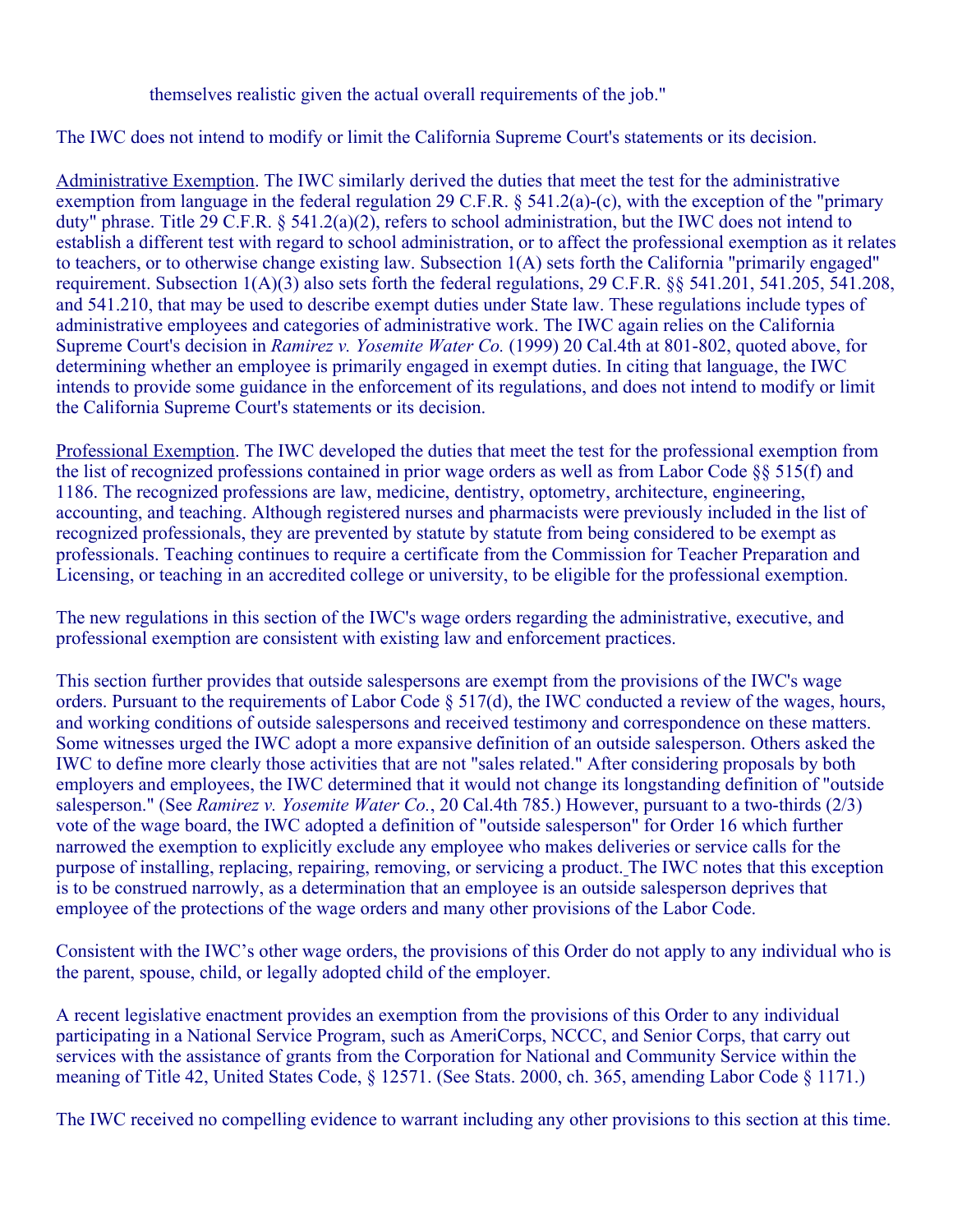themselves realistic given the actual overall requirements of the job."

The IWC does not intend to modify or limit the California Supreme Court's statements or its decision.

Administrative Exemption. The IWC similarly derived the duties that meet the test for the administrative exemption from language in the federal regulation 29 C.F.R. § 541.2(a)-(c), with the exception of the "primary duty" phrase. Title 29 C.F.R. § 541.2(a)(2), refers to school administration, but the IWC does not intend to establish a different test with regard to school administration, or to affect the professional exemption as it relates to teachers, or to otherwise change existing law. Subsection 1(A) sets forth the California "primarily engaged" requirement. Subsection 1(A)(3) also sets forth the federal regulations, 29 C.F.R. §§ 541.201, 541.205, 541.208, and 541.210, that may be used to describe exempt duties under State law. These regulations include types of administrative employees and categories of administrative work. The IWC again relies on the California Supreme Court's decision in *Ramirez v. Yosemite Water Co.* (1999) 20 Cal.4th at 801-802, quoted above, for determining whether an employee is primarily engaged in exempt duties. In citing that language, the IWC intends to provide some guidance in the enforcement of its regulations, and does not intend to modify or limit the California Supreme Court's statements or its decision.

Professional Exemption. The IWC developed the duties that meet the test for the professional exemption from the list of recognized professions contained in prior wage orders as well as from Labor Code §§ 515(f) and 1186. The recognized professions are law, medicine, dentistry, optometry, architecture, engineering, accounting, and teaching. Although registered nurses and pharmacists were previously included in the list of recognized professionals, they are prevented by statute by statute from being considered to be exempt as professionals. Teaching continues to require a certificate from the Commission for Teacher Preparation and Licensing, or teaching in an accredited college or university, to be eligible for the professional exemption.

The new regulations in this section of the IWC's wage orders regarding the administrative, executive, and professional exemption are consistent with existing law and enforcement practices.

This section further provides that outside salespersons are exempt from the provisions of the IWC's wage orders. Pursuant to the requirements of Labor Code § 517(d), the IWC conducted a review of the wages, hours, and working conditions of outside salespersons and received testimony and correspondence on these matters. Some witnesses urged the IWC adopt a more expansive definition of an outside salesperson. Others asked the IWC to define more clearly those activities that are not "sales related." After considering proposals by both employers and employees, the IWC determined that it would not change its longstanding definition of "outside salesperson." (See *Ramirez v. Yosemite Water Co.*, 20 Cal.4th 785.) However, pursuant to a two-thirds (2/3) vote of the wage board, the IWC adopted a definition of "outside salesperson" for Order 16 which further narrowed the exemption to explicitly exclude any employee who makes deliveries or service calls for the purpose of installing, replacing, repairing, removing, or servicing a product. The IWC notes that this exception is to be construed narrowly, as a determination that an employee is an outside salesperson deprives that employee of the protections of the wage orders and many other provisions of the Labor Code.

Consistent with the IWC's other wage orders, the provisions of this Order do not apply to any individual who is the parent, spouse, child, or legally adopted child of the employer.

A recent legislative enactment provides an exemption from the provisions of this Order to any individual participating in a National Service Program, such as AmeriCorps, NCCC, and Senior Corps, that carry out services with the assistance of grants from the Corporation for National and Community Service within the meaning of Title 42, United States Code, § 12571. (See Stats. 2000, ch. 365, amending Labor Code § 1171.)

The IWC received no compelling evidence to warrant including any other provisions to this section at this time.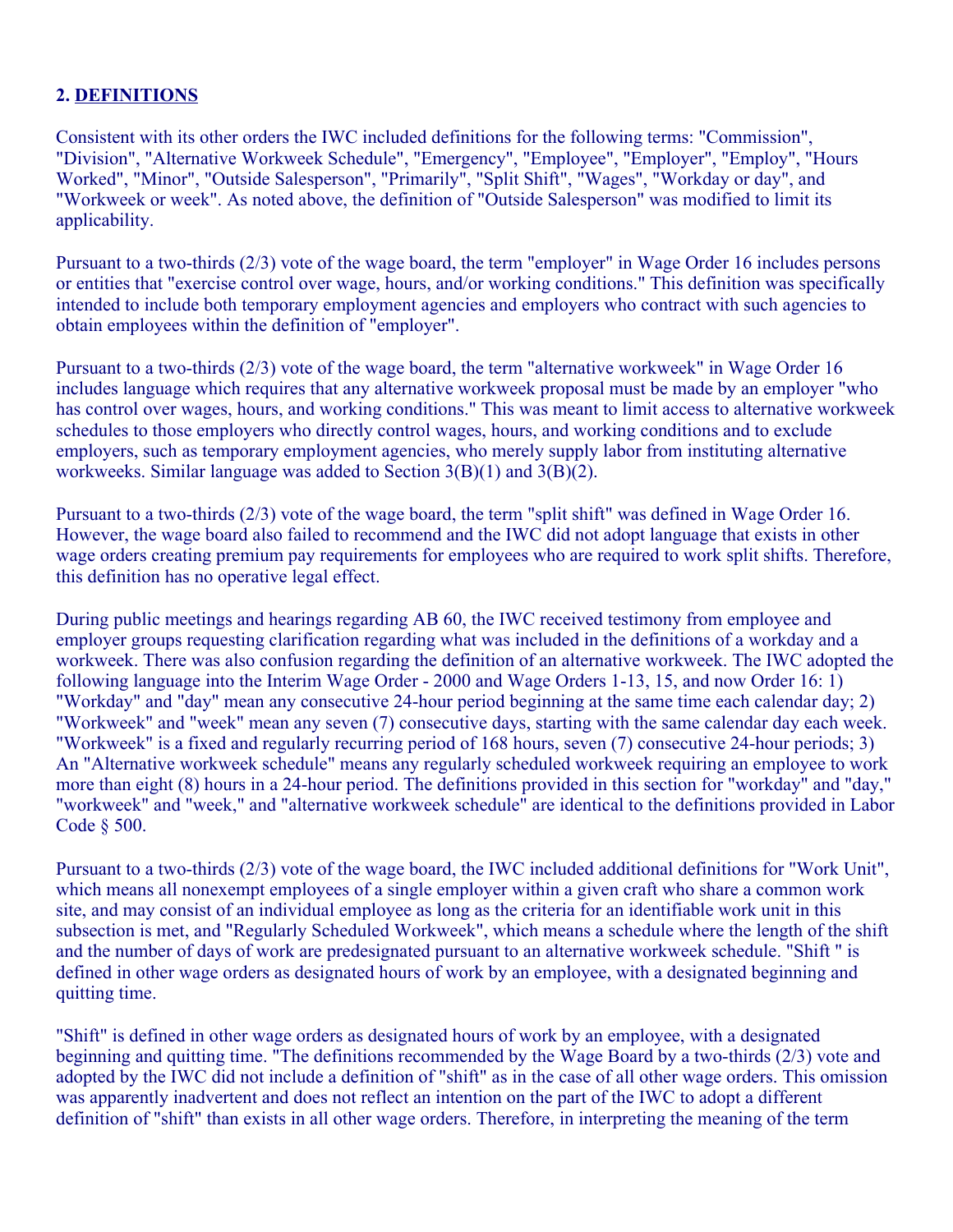**2. DEFINITIONS**

Consistent with its other orders the IWC included definitions for the following terms: "Commission", "Division", "Alternative Workweek Schedule", "Emergency", "Employee", "Employer", "Employ", "Hours Worked", "Minor", "Outside Salesperson", "Primarily", "Split Shift", "Wages", "Workday or day", and "Workweek or week". As noted above, the definition of "Outside Salesperson" was modified to limit its applicability.

Pursuant to a two-thirds (2/3) vote of the wage board, the term "employer" in Wage Order 16 includes persons or entities that "exercise control over wage, hours, and/or working conditions." This definition was specifically intended to include both temporary employment agencies and employers who contract with such agencies to obtain employees within the definition of "employer".

Pursuant to a two-thirds (2/3) vote of the wage board, the term "alternative workweek" in Wage Order 16 includes language which requires that any alternative workweek proposal must be made by an employer "who has control over wages, hours, and working conditions." This was meant to limit access to alternative workweek schedules to those employers who directly control wages, hours, and working conditions and to exclude employers, such as temporary employment agencies, who merely supply labor from instituting alternative workweeks. Similar language was added to Section 3(B)(1) and 3(B)(2).

Pursuant to a two-thirds (2/3) vote of the wage board, the term "split shift" was defined in Wage Order 16. However, the wage board also failed to recommend and the IWC did not adopt language that exists in other wage orders creating premium pay requirements for employees who are required to work split shifts. Therefore, this definition has no operative legal effect.

During public meetings and hearings regarding AB 60, the IWC received testimony from employee and employer groups requesting clarification regarding what was included in the definitions of a workday and a workweek. There was also confusion regarding the definition of an alternative workweek. The IWC adopted the following language into the Interim Wage Order - 2000 and Wage Orders 1-13, 15, and now Order 16: 1) "Workday" and "day" mean any consecutive 24-hour period beginning at the same time each calendar day; 2) "Workweek" and "week" mean any seven (7) consecutive days, starting with the same calendar day each week. "Workweek" is a fixed and regularly recurring period of 168 hours, seven (7) consecutive 24-hour periods; 3) An "Alternative workweek schedule" means any regularly scheduled workweek requiring an employee to work more than eight (8) hours in a 24-hour period. The definitions provided in this section for "workday" and "day," "workweek" and "week," and "alternative workweek schedule" are identical to the definitions provided in Labor Code § 500.

Pursuant to a two-thirds (2/3) vote of the wage board, the IWC included additional definitions for "Work Unit", which means all nonexempt employees of a single employer within a given craft who share a common work site, and may consist of an individual employee as long as the criteria for an identifiable work unit in this subsection is met, and "Regularly Scheduled Workweek", which means a schedule where the length of the shift and the number of days of work are predesignated pursuant to an alternative workweek schedule. "Shift " is defined in other wage orders as designated hours of work by an employee, with a designated beginning and quitting time.

"Shift" is defined in other wage orders as designated hours of work by an employee, with a designated beginning and quitting time. "The definitions recommended by the Wage Board by a two-thirds (2/3) vote and adopted by the IWC did not include a definition of "shift" as in the case of all other wage orders. This omission was apparently inadvertent and does not reflect an intention on the part of the IWC to adopt a different definition of "shift" than exists in all other wage orders. Therefore, in interpreting the meaning of the term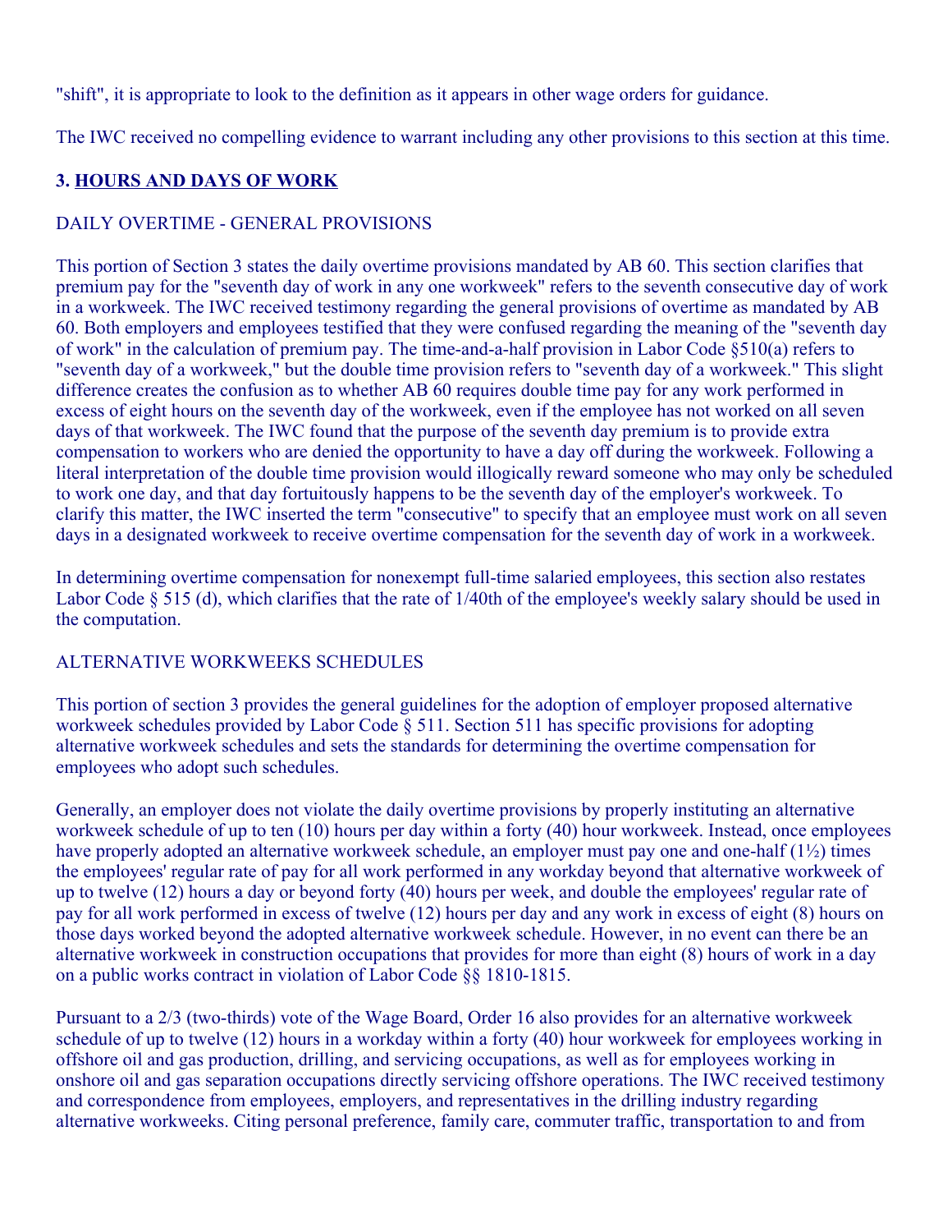"shift", it is appropriate to look to the definition as it appears in other wage orders for guidance.

The IWC received no compelling evidence to warrant including any other provisions to this section at this time.

### 3. HOURS AND DAYS OF WORK

DAILY OVERTIME - GENERAL PROVISIONS

This portion of Section 3 states the daily overtime provisions mandated by AB 60. This section clarifies that premium pay for the "seventh day of work in any one workweek" refers to the seventh consecutive day of work in a workweek. The IWC received testimony regarding the general provisions of overtime as mandated by AB 60. Both employers and employees testified that they were confused regarding the meaning of the "seventh day of work" in the calculation of premium pay. The time-and-a-half provision in Labor Code §510(a) refers to "seventh day of a workweek," but the double time provision refers to "seventh day of a workweek." This slight difference creates the confusion as to whether AB 60 requires double time pay for any work performed in excess of eight hours on the seventh day of the workweek, even if the employee has not worked on all seven days of that workweek. The IWC found that the purpose of the seventh day premium is to provide extra compensation to workers who are denied the opportunity to have a day off during the workweek. Following a literal interpretation of the double time provision would illogically reward someone who may only be scheduled to work one day, and that day fortuitously happens to be the seventh day of the employer's workweek. To clarify this matter, the IWC inserted the term "consecutive" to specify that an employee must work on all seven days in a designated workweek to receive overtime compensation for the seventh day of work in a workweek.

In determining overtime compensation for nonexempt full-time salaried employees, this section also restates Labor Code § 515 (d), which clarifies that the rate of 1/40th of the employee's weekly salary should be used in the computation.

ALTERNATIVE WORKWEEKS SCHEDULES

This portion of section 3 provides the general guidelines for the adoption of employer proposed alternative workweek schedules provided by Labor Code § 511. Section 511 has specific provisions for adopting alternative workweek schedules and sets the standards for determining the overtime compensation for employees who adopt such schedules.

Generally, an employer does not violate the daily overtime provisions by properly instituting an alternative workweek schedule of up to ten (10) hours per day within a forty (40) hour workweek. Instead, once employees have properly adopted an alternative workweek schedule, an employer must pay one and one-half (1½) times the employees' regular rate of pay for all work performed in any workday beyond that alternative workweek of up to twelve (12) hours a day or beyond forty (40) hours per week, and double the employees' regular rate of pay for all work performed in excess of twelve (12) hours per day and any work in excess of eight (8) hours on those days worked beyond the adopted alternative workweek schedule. However, in no event can there be an alternative workweek in construction occupations that provides for more than eight (8) hours of work in a day on a public works contract in violation of Labor Code §§ 1810-1815.

Pursuant to a 2/3 (two-thirds) vote of the Wage Board, Order 16 also provides for an alternative workweek schedule of up to twelve (12) hours in a workday within a forty (40) hour workweek for employees working in offshore oil and gas production, drilling, and servicing occupations, as well as for employees working in onshore oil and gas separation occupations directly servicing offshore operations. The IWC received testimony and correspondence from employees, employers, and representatives in the drilling industry regarding alternative workweeks. Citing personal preference, family care, commuter traffic, transportation to and from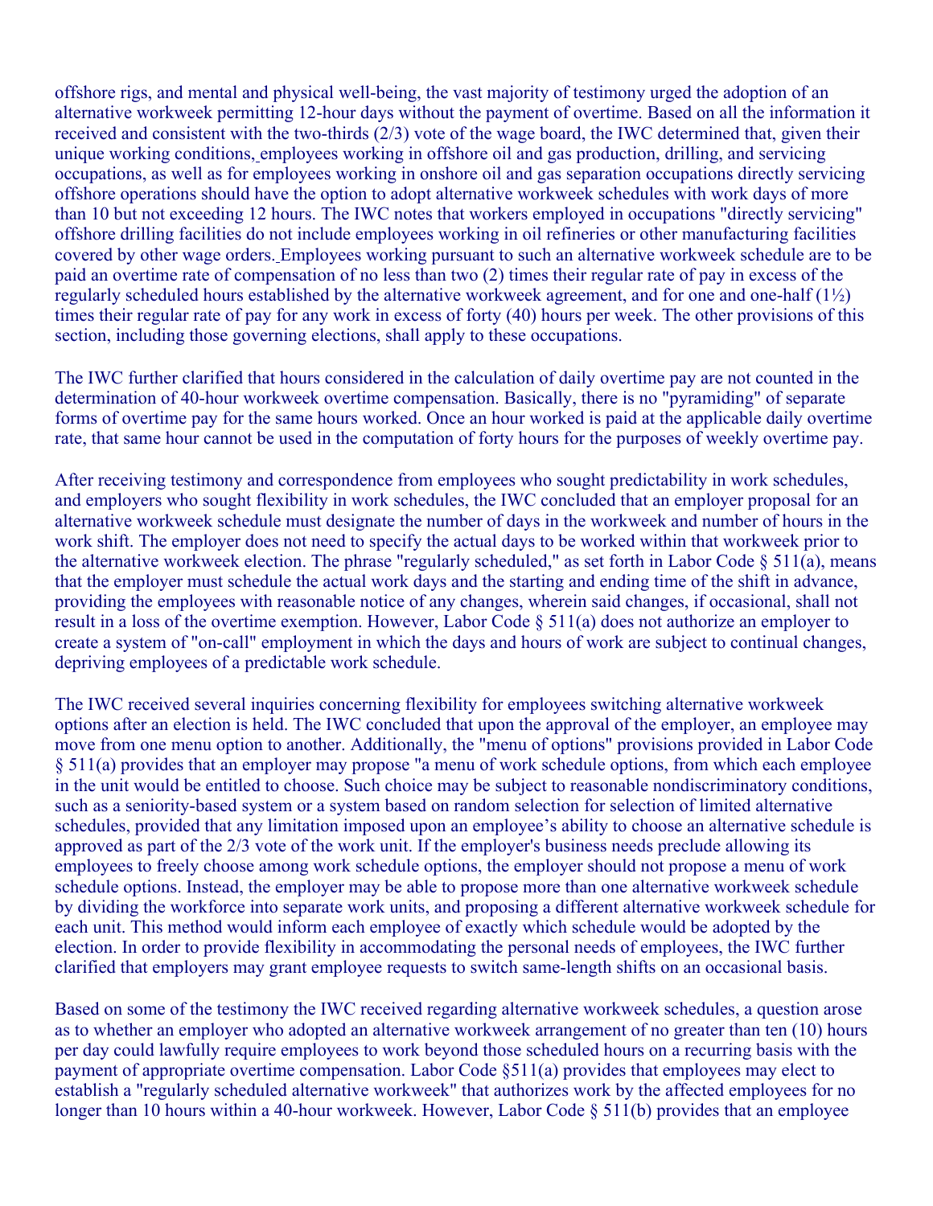offshore rigs, and mental and physical well-being, the vast majority of testimony urged the adoption of an alternative workweek permitting 12-hour days without the payment of overtime. Based on all the information it received and consistent with the two-thirds (2/3) vote of the wage board, the IWC determined that, given their unique working conditions, employees working in offshore oil and gas production, drilling, and servicing occupations, as well as for employees working in onshore oil and gas separation occupations directly servicing offshore operations should have the option to adopt alternative workweek schedules with work days of more than 10 but not exceeding 12 hours. The IWC notes that workers employed in occupations "directly servicing" offshore drilling facilities do not include employees working in oil refineries or other manufacturing facilities covered by other wage orders. Employees working pursuant to such an alternative workweek schedule are to be paid an overtime rate of compensation of no less than two (2) times their regular rate of pay in excess of the regularly scheduled hours established by the alternative workweek agreement, and for one and one-half (1½) times their regular rate of pay for any work in excess of forty (40) hours per week. The other provisions of this section, including those governing elections, shall apply to these occupations.

The IWC further clarified that hours considered in the calculation of daily overtime pay are not counted in the determination of 40-hour workweek overtime compensation. Basically, there is no "pyramiding" of separate forms of overtime pay for the same hours worked. Once an hour worked is paid at the applicable daily overtime rate, that same hour cannot be used in the computation of forty hours for the purposes of weekly overtime pay.

After receiving testimony and correspondence from employees who sought predictability in work schedules, and employers who sought flexibility in work schedules, the IWC concluded that an employer proposal for an alternative workweek schedule must designate the number of days in the workweek and number of hours in the work shift. The employer does not need to specify the actual days to be worked within that workweek prior to the alternative workweek election. The phrase "regularly scheduled," as set forth in Labor Code § 511(a), means that the employer must schedule the actual work days and the starting and ending time of the shift in advance, providing the employees with reasonable notice of any changes, wherein said changes, if occasional, shall not result in a loss of the overtime exemption. However, Labor Code § 511(a) does not authorize an employer to create a system of "on-call" employment in which the days and hours of work are subject to continual changes, depriving employees of a predictable work schedule.

The IWC received several inquiries concerning flexibility for employees switching alternative workweek options after an election is held. The IWC concluded that upon the approval of the employer, an employee may move from one menu option to another. Additionally, the "menu of options" provisions provided in Labor Code § 511(a) provides that an employer may propose "a menu of work schedule options, from which each employee in the unit would be entitled to choose. Such choice may be subject to reasonable nondiscriminatory conditions, such as a seniority-based system or a system based on random selection for selection of limited alternative schedules, provided that any limitation imposed upon an employee's ability to choose an alternative schedule is approved as part of the 2/3 vote of the work unit. If the employer's business needs preclude allowing its employees to freely choose among work schedule options, the employer should not propose a menu of work schedule options. Instead, the employer may be able to propose more than one alternative workweek schedule by dividing the workforce into separate work units, and proposing a different alternative workweek schedule for each unit. This method would inform each employee of exactly which schedule would be adopted by the election. In order to provide flexibility in accommodating the personal needs of employees, the IWC further clarified that employers may grant employee requests to switch same-length shifts on an occasional basis.

Based on some of the testimony the IWC received regarding alternative workweek schedules, a question arose as to whether an employer who adopted an alternative workweek arrangement of no greater than ten (10) hours per day could lawfully require employees to work beyond those scheduled hours on a recurring basis with the payment of appropriate overtime compensation. Labor Code §511(a) provides that employees may elect to establish a "regularly scheduled alternative workweek" that authorizes work by the affected employees for no longer than 10 hours within a 40-hour workweek. However, Labor Code § 511(b) provides that an employee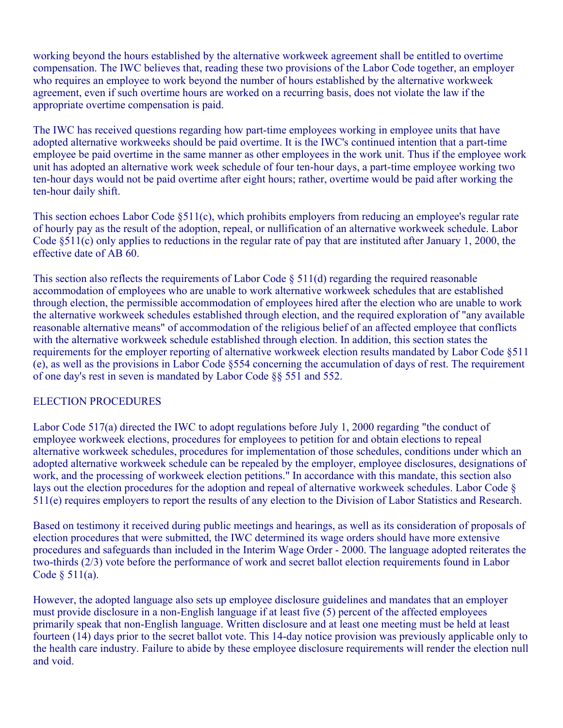working beyond the hours established by the alternative workweek agreement shall be entitled to overtime compensation. The IWC believes that, reading these two provisions of the Labor Code together, an employer who requires an employee to work beyond the number of hours established by the alternative workweek agreement, even if such overtime hours are worked on a recurring basis, does not violate the law if the appropriate overtime compensation is paid.

The IWC has received questions regarding how part-time employees working in employee units that have adopted alternative workweeks should be paid overtime. It is the IWC's continued intention that a part-time employee be paid overtime in the same manner as other employees in the work unit. Thus if the employee work unit has adopted an alternative work week schedule of four ten-hour days, a part-time employee working two ten-hour days would not be paid overtime after eight hours; rather, overtime would be paid after working the ten-hour daily shift.

This section echoes Labor Code §511(c), which prohibits employers from reducing an employee's regular rate of hourly pay as the result of the adoption, repeal, or nullification of an alternative workweek schedule. Labor Code §511(c) only applies to reductions in the regular rate of pay that are instituted after January 1, 2000, the effective date of AB 60.

This section also reflects the requirements of Labor Code § 511(d) regarding the required reasonable accommodation of employees who are unable to work alternative workweek schedules that are established through election, the permissible accommodation of employees hired after the election who are unable to work the alternative workweek schedules established through election, and the required exploration of "any available reasonable alternative means" of accommodation of the religious belief of an affected employee that conflicts with the alternative workweek schedule established through election. In addition, this section states the requirements for the employer reporting of alternative workweek election results mandated by Labor Code §511 (e), as well as the provisions in Labor Code §554 concerning the accumulation of days of rest. The requirement of one day's rest in seven is mandated by Labor Code §§ 551 and 552.

ELECTION PROCEDURES

Labor Code 517(a) directed the IWC to adopt regulations before July 1, 2000 regarding "the conduct of employee workweek elections, procedures for employees to petition for and obtain elections to repeal alternative workweek schedules, procedures for implementation of those schedules, conditions under which an adopted alternative workweek schedule can be repealed by the employer, employee disclosures, designations of work, and the processing of workweek election petitions." In accordance with this mandate, this section also lays out the election procedures for the adoption and repeal of alternative workweek schedules. Labor Code § 511(e) requires employers to report the results of any election to the Division of Labor Statistics and Research.

Based on testimony it received during public meetings and hearings, as well as its consideration of proposals of election procedures that were submitted, the IWC determined its wage orders should have more extensive procedures and safeguards than included in the Interim Wage Order - 2000. The language adopted reiterates the two-thirds (2/3) vote before the performance of work and secret ballot election requirements found in Labor Code § 511(a).

However, the adopted language also sets up employee disclosure guidelines and mandates that an employer must provide disclosure in a non-English language if at least five (5) percent of the affected employees primarily speak that non-English language. Written disclosure and at least one meeting must be held at least fourteen (14) days prior to the secret ballot vote. This 14-day notice provision was previously applicable only to the health care industry. Failure to abide by these employee disclosure requirements will render the election null and void.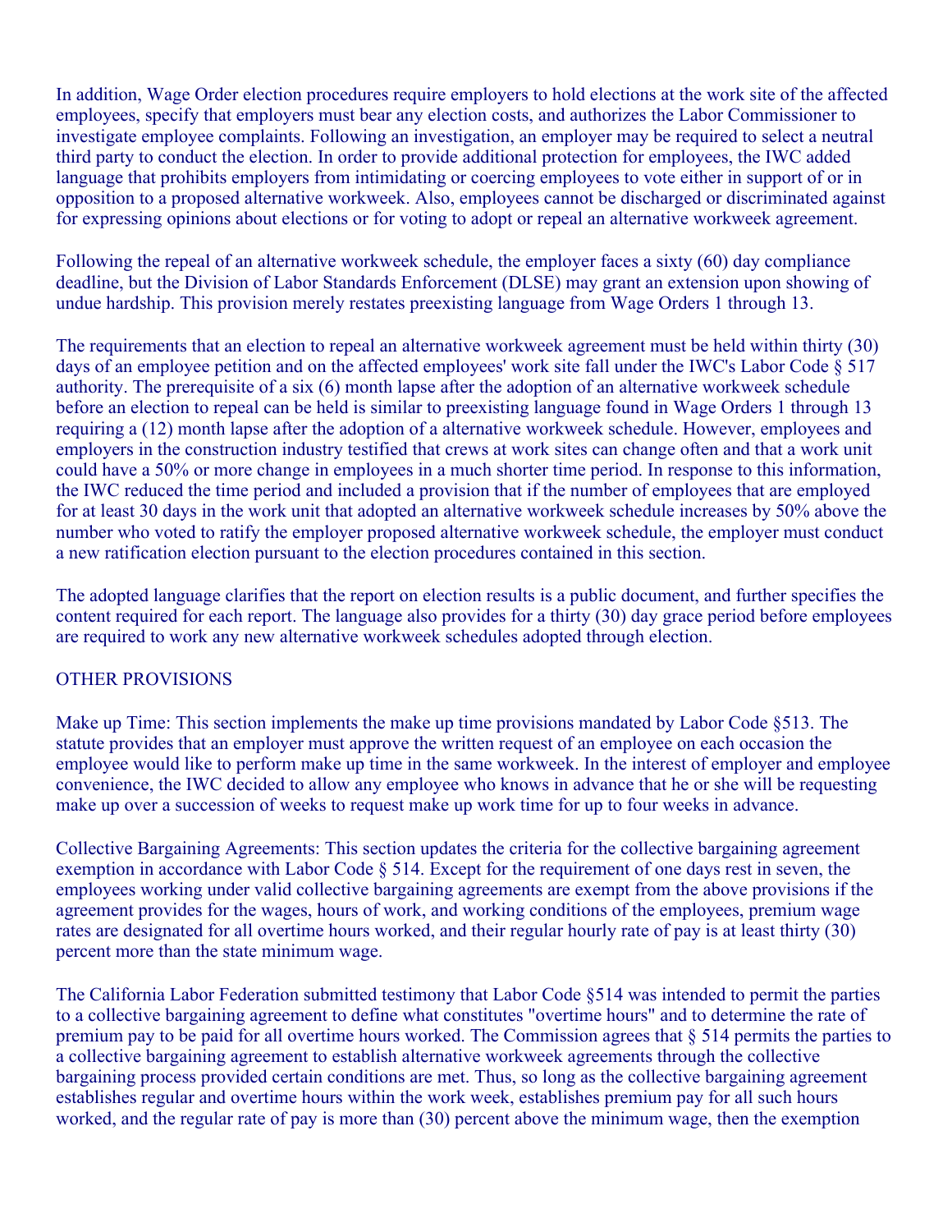In addition, Wage Order election procedures require employers to hold elections at the work site of the affected employees, specify that employers must bear any election costs, and authorizes the Labor Commissioner to investigate employee complaints. Following an investigation, an employer may be required to select a neutral third party to conduct the election. In order to provide additional protection for employees, the IWC added language that prohibits employers from intimidating or coercing employees to vote either in support of or in opposition to a proposed alternative workweek. Also, employees cannot be discharged or discriminated against for expressing opinions about elections or for voting to adopt or repeal an alternative workweek agreement.

Following the repeal of an alternative workweek schedule, the employer faces a sixty (60) day compliance deadline, but the Division of Labor Standards Enforcement (DLSE) may grant an extension upon showing of undue hardship. This provision merely restates preexisting language from Wage Orders 1 through 13.

The requirements that an election to repeal an alternative workweek agreement must be held within thirty (30) days of an employee petition and on the affected employees' work site fall under the IWC's Labor Code § 517 authority. The prerequisite of a six (6) month lapse after the adoption of an alternative workweek schedule before an election to repeal can be held is similar to preexisting language found in Wage Orders 1 through 13 requiring a (12) month lapse after the adoption of a alternative workweek schedule. However, employees and employers in the construction industry testified that crews at work sites can change often and that a work unit could have a 50% or more change in employees in a much shorter time period. In response to this information, the IWC reduced the time period and included a provision that if the number of employees that are employed for at least 30 days in the work unit that adopted an alternative workweek schedule increases by 50% above the number who voted to ratify the employer proposed alternative workweek schedule, the employer must conduct a new ratification election pursuant to the election procedures contained in this section.

The adopted language clarifies that the report on election results is a public document, and further specifies the content required for each report. The language also provides for a thirty (30) day grace period before employees are required to work any new alternative workweek schedules adopted through election.

## OTHER PROVISIONS

Make up Time: This section implements the make up time provisions mandated by Labor Code §513. The statute provides that an employer must approve the written request of an employee on each occasion the employee would like to perform make up time in the same workweek. In the interest of employer and employee convenience, the IWC decided to allow any employee who knows in advance that he or she will be requesting make up over a succession of weeks to request make up work time for up to four weeks in advance.

Collective Bargaining Agreements: This section updates the criteria for the collective bargaining agreement exemption in accordance with Labor Code § 514. Except for the requirement of one days rest in seven, the employees working under valid collective bargaining agreements are exempt from the above provisions if the agreement provides for the wages, hours of work, and working conditions of the employees, premium wage rates are designated for all overtime hours worked, and their regular hourly rate of pay is at least thirty (30) percent more than the state minimum wage.

The California Labor Federation submitted testimony that Labor Code §514 was intended to permit the parties to a collective bargaining agreement to define what constitutes "overtime hours" and to determine the rate of premium pay to be paid for all overtime hours worked. The Commission agrees that § 514 permits the parties to a collective bargaining agreement to establish alternative workweek agreements through the collective bargaining process provided certain conditions are met. Thus, so long as the collective bargaining agreement establishes regular and overtime hours within the work week, establishes premium pay for all such hours worked, and the regular rate of pay is more than (30) percent above the minimum wage, then the exemption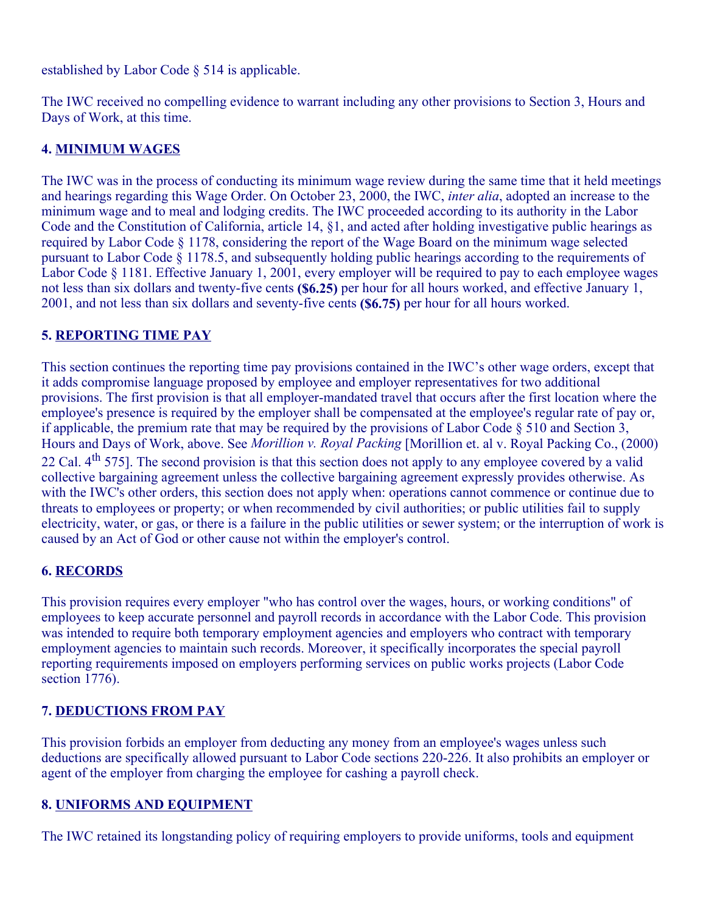established by Labor Code § 514 is applicable.

The IWC received no compelling evidence to warrant including any other provisions to Section 3, Hours and Days of Work, at this time.

### 4. MINIMUM WAGES

The IWC was in the process of conducting its minimum wage review during the same time that it held meetings and hearings regarding this Wage Order. On October 23, 2000, the IWC, *inter alia*, adopted an increase to the minimum wage and to meal and lodging credits. The IWC proceeded according to its authority in the Labor Code and the Constitution of California, article 14, §1, and acted after holding investigative public hearings as required by Labor Code § 1178, considering the report of the Wage Board on the minimum wage selected pursuant to Labor Code § 1178.5, and subsequently holding public hearings according to the requirements of Labor Code § 1181. Effective January 1, 2001, every employer will be required to pay to each employee wages not less than six dollars and twenty-five cents **($6.25)** per hour for all hours worked, and effective January 1, 2001, and not less than six dollars and seventy-five cents **($6.75)** per hour for all hours worked.

### 5. REPORTING TIME PAY

This section continues the reporting time pay provisions contained in the IWC's other wage orders, except that it adds compromise language proposed by employee and employer representatives for two additional provisions. The first provision is that all employer-mandated travel that occurs after the first location where the employee's presence is required by the employer shall be compensated at the employee's regular rate of pay or, if applicable, the premium rate that may be required by the provisions of Labor Code § 510 and Section 3, Hours and Days of Work, above. See *Morillion v. Royal Packing* [Morillion et. al v. Royal Packing Co., (2000) 22 Cal. 4th 575]. The second provision is that this section does not apply to any employee covered by a valid collective bargaining agreement unless the collective bargaining agreement expressly provides otherwise. As with the IWC's other orders, this section does not apply when: operations cannot commence or continue due to threats to employees or property; or when recommended by civil authorities; or public utilities fail to supply electricity, water, or gas, or there is a failure in the public utilities or sewer system; or the interruption of work is caused by an Act of God or other cause not within the employer's control.

### 6. RECORDS

This provision requires every employer "who has control over the wages, hours, or working conditions" of employees to keep accurate personnel and payroll records in accordance with the Labor Code. This provision was intended to require both temporary employment agencies and employers who contract with temporary employment agencies to maintain such records. Moreover, it specifically incorporates the special payroll reporting requirements imposed on employers performing services on public works projects (Labor Code section 1776).

### 7. DEDUCTIONS FROM PAY

This provision forbids an employer from deducting any money from an employee's wages unless such deductions are specifically allowed pursuant to Labor Code sections 220-226. It also prohibits an employer or agent of the employer from charging the employee for cashing a payroll check.

### 8. UNIFORMS AND EQUIPMENT

The IWC retained its longstanding policy of requiring employers to provide uniforms, tools and equipment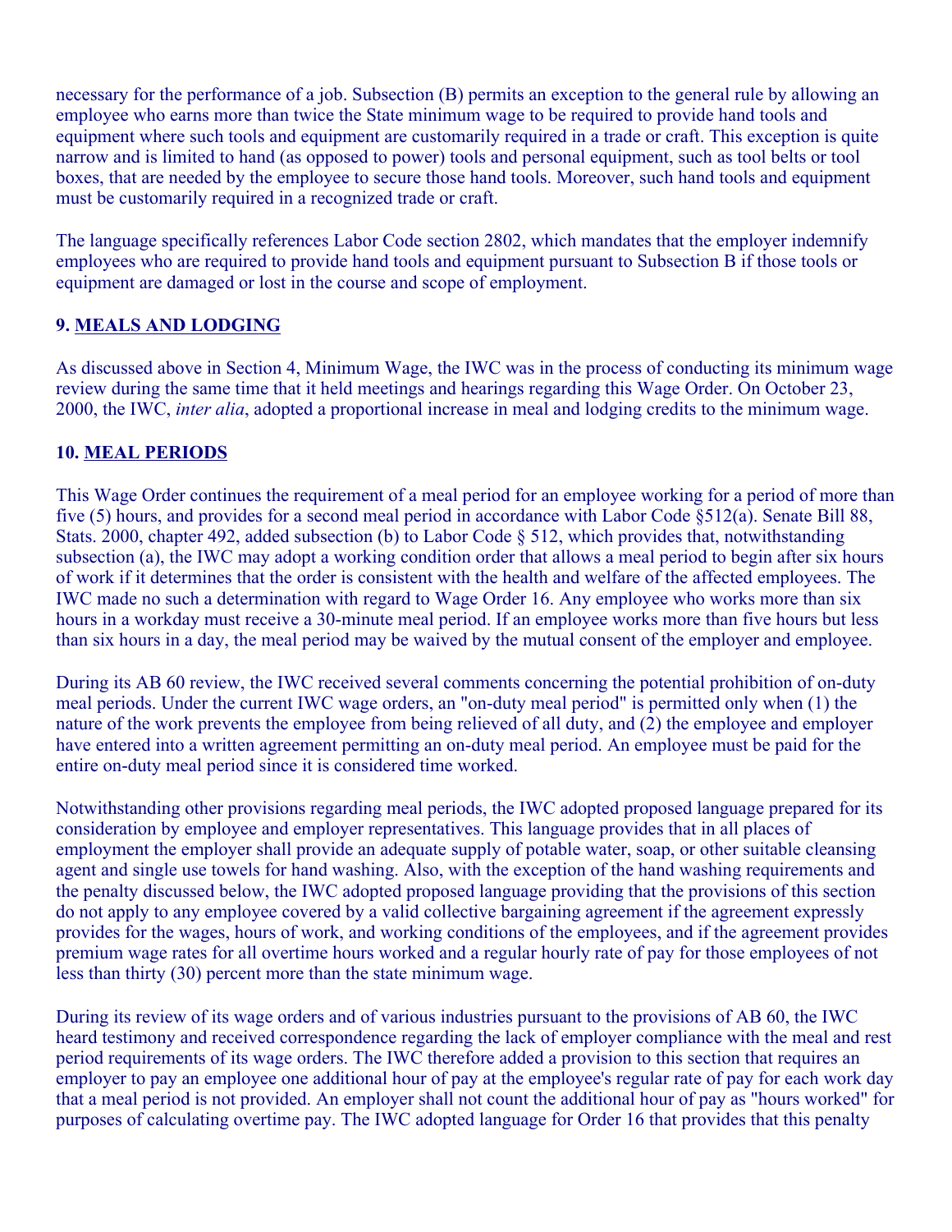necessary for the performance of a job. Subsection (B) permits an exception to the general rule by allowing an employee who earns more than twice the State minimum wage to be required to provide hand tools and equipment where such tools and equipment are customarily required in a trade or craft. This exception is quite narrow and is limited to hand (as opposed to power) tools and personal equipment, such as tool belts or tool boxes, that are needed by the employee to secure those hand tools. Moreover, such hand tools and equipment must be customarily required in a recognized trade or craft.

The language specifically references Labor Code section 2802, which mandates that the employer indemnify employees who are required to provide hand tools and equipment pursuant to Subsection B if those tools or equipment are damaged or lost in the course and scope of employment.

### 9. MEALS AND LODGING

As discussed above in Section 4, Minimum Wage, the IWC was in the process of conducting its minimum wage review during the same time that it held meetings and hearings regarding this Wage Order. On October 23, 2000, the IWC, *inter alia*, adopted a proportional increase in meal and lodging credits to the minimum wage.

### 10. MEAL PERIODS

This Wage Order continues the requirement of a meal period for an employee working for a period of more than five (5) hours, and provides for a second meal period in accordance with Labor Code §512(a). Senate Bill 88, Stats. 2000, chapter 492, added subsection (b) to Labor Code § 512, which provides that, notwithstanding subsection (a), the IWC may adopt a working condition order that allows a meal period to begin after six hours of work if it determines that the order is consistent with the health and welfare of the affected employees. The IWC made no such a determination with regard to Wage Order 16. Any employee who works more than six hours in a workday must receive a 30-minute meal period. If an employee works more than five hours but less than six hours in a day, the meal period may be waived by the mutual consent of the employer and employee.

During its AB 60 review, the IWC received several comments concerning the potential prohibition of on-duty meal periods. Under the current IWC wage orders, an "on-duty meal period" is permitted only when (1) the nature of the work prevents the employee from being relieved of all duty, and (2) the employee and employer have entered into a written agreement permitting an on-duty meal period. An employee must be paid for the entire on-duty meal period since it is considered time worked.

Notwithstanding other provisions regarding meal periods, the IWC adopted proposed language prepared for its consideration by employee and employer representatives. This language provides that in all places of employment the employer shall provide an adequate supply of potable water, soap, or other suitable cleansing agent and single use towels for hand washing. Also, with the exception of the hand washing requirements and the penalty discussed below, the IWC adopted proposed language providing that the provisions of this section do not apply to any employee covered by a valid collective bargaining agreement if the agreement expressly provides for the wages, hours of work, and working conditions of the employees, and if the agreement provides premium wage rates for all overtime hours worked and a regular hourly rate of pay for those employees of not less than thirty (30) percent more than the state minimum wage.

During its review of its wage orders and of various industries pursuant to the provisions of AB 60, the IWC heard testimony and received correspondence regarding the lack of employer compliance with the meal and rest period requirements of its wage orders. The IWC therefore added a provision to this section that requires an employer to pay an employee one additional hour of pay at the employee's regular rate of pay for each work day that a meal period is not provided. An employer shall not count the additional hour of pay as "hours worked" for purposes of calculating overtime pay. The IWC adopted language for Order 16 that provides that this penalty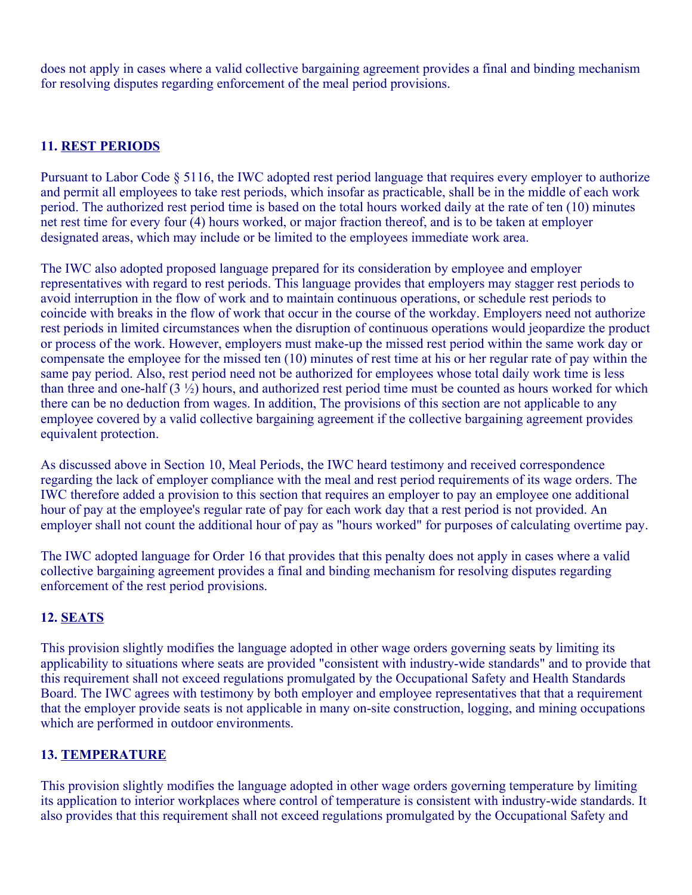does not apply in cases where a valid collective bargaining agreement provides a final and binding mechanism for resolving disputes regarding enforcement of the meal period provisions.

### 11. REST PERIODS

Pursuant to Labor Code § 5116, the IWC adopted rest period language that requires every employer to authorize and permit all employees to take rest periods, which insofar as practicable, shall be in the middle of each work period. The authorized rest period time is based on the total hours worked daily at the rate of ten (10) minutes net rest time for every four (4) hours worked, or major fraction thereof, and is to be taken at employer designated areas, which may include or be limited to the employees immediate work area.

The IWC also adopted proposed language prepared for its consideration by employee and employer representatives with regard to rest periods. This language provides that employers may stagger rest periods to avoid interruption in the flow of work and to maintain continuous operations, or schedule rest periods to coincide with breaks in the flow of work that occur in the course of the workday. Employers need not authorize rest periods in limited circumstances when the disruption of continuous operations would jeopardize the product or process of the work. However, employers must make-up the missed rest period within the same work day or compensate the employee for the missed ten (10) minutes of rest time at his or her regular rate of pay within the same pay period. Also, rest period need not be authorized for employees whose total daily work time is less than three and one-half (3 ½) hours, and authorized rest period time must be counted as hours worked for which there can be no deduction from wages. In addition, The provisions of this section are not applicable to any employee covered by a valid collective bargaining agreement if the collective bargaining agreement provides equivalent protection.

As discussed above in Section 10, Meal Periods, the IWC heard testimony and received correspondence regarding the lack of employer compliance with the meal and rest period requirements of its wage orders. The IWC therefore added a provision to this section that requires an employer to pay an employee one additional hour of pay at the employee's regular rate of pay for each work day that a rest period is not provided. An employer shall not count the additional hour of pay as "hours worked" for purposes of calculating overtime pay.

The IWC adopted language for Order 16 that provides that this penalty does not apply in cases where a valid collective bargaining agreement provides a final and binding mechanism for resolving disputes regarding enforcement of the rest period provisions.

### 12. SEATS

This provision slightly modifies the language adopted in other wage orders governing seats by limiting its applicability to situations where seats are provided "consistent with industry-wide standards" and to provide that this requirement shall not exceed regulations promulgated by the Occupational Safety and Health Standards Board. The IWC agrees with testimony by both employer and employee representatives that that a requirement that the employer provide seats is not applicable in many on-site construction, logging, and mining occupations which are performed in outdoor environments.

### 13. TEMPERATURE

This provision slightly modifies the language adopted in other wage orders governing temperature by limiting its application to interior workplaces where control of temperature is consistent with industry-wide standards. It also provides that this requirement shall not exceed regulations promulgated by the Occupational Safety and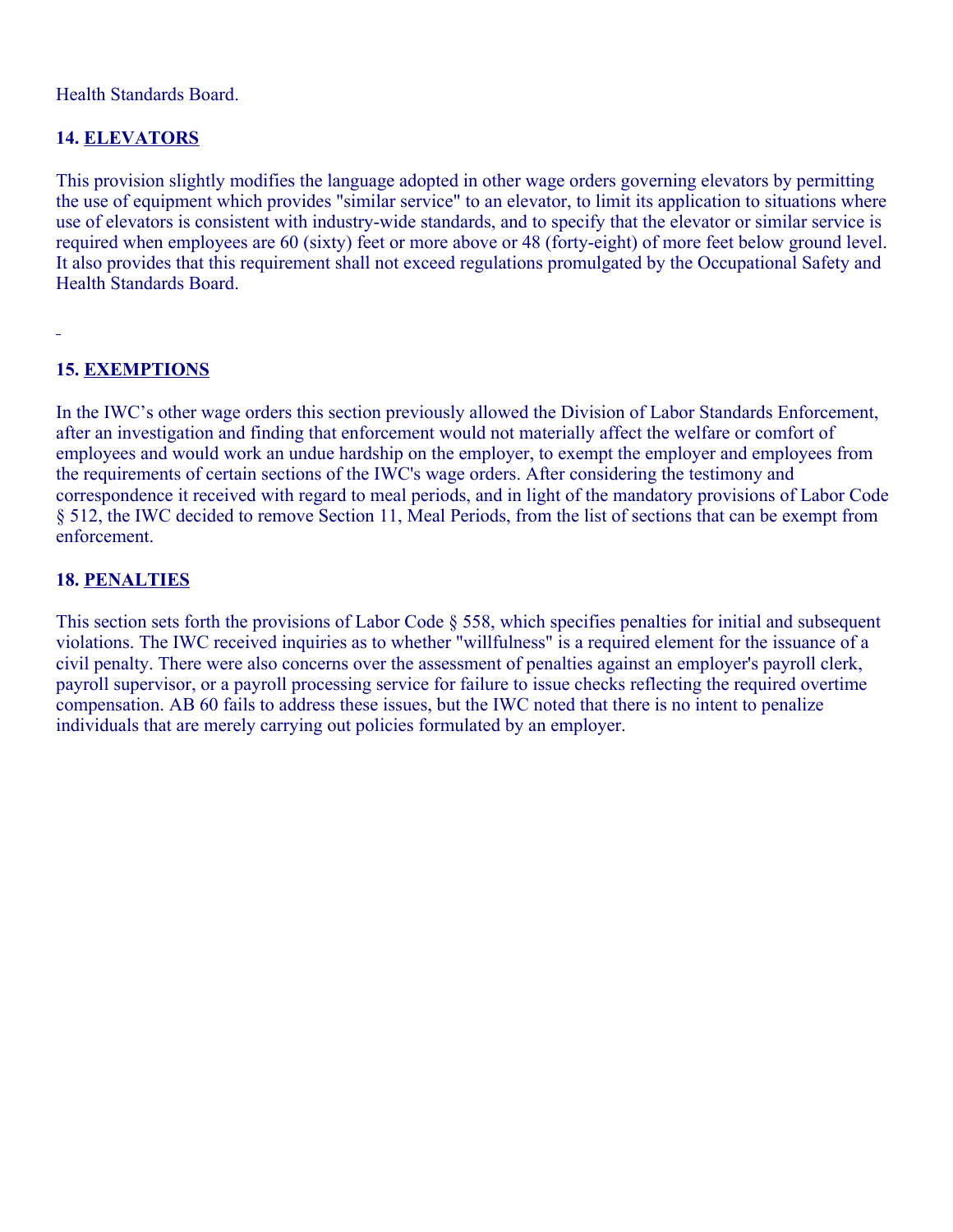Health Standards Board.

**14. ELEVATORS**

This provision slightly modifies the language adopted in other wage orders governing elevators by permitting the use of equipment which provides "similar service" to an elevator, to limit its application to situations where use of elevators is consistent with industry-wide standards, and to specify that the elevator or similar service is required when employees are 60 (sixty) feet or more above or 48 (forty-eight) of more feet below ground level. It also provides that this requirement shall not exceed regulations promulgated by the Occupational Safety and Health Standards Board.

**15. EXEMPTIONS**

In the IWC's other wage orders this section previously allowed the Division of Labor Standards Enforcement, after an investigation and finding that enforcement would not materially affect the welfare or comfort of employees and would work an undue hardship on the employer, to exempt the employer and employees from the requirements of certain sections of the IWC's wage orders. After considering the testimony and correspondence it received with regard to meal periods, and in light of the mandatory provisions of Labor Code § 512, the IWC decided to remove Section 11, Meal Periods, from the list of sections that can be exempt from enforcement.

**18. PENALTIES**

This section sets forth the provisions of Labor Code § 558, which specifies penalties for initial and subsequent violations. The IWC received inquiries as to whether "willfulness" is a required element for the issuance of a civil penalty. There were also concerns over the assessment of penalties against an employer's payroll clerk, payroll supervisor, or a payroll processing service for failure to issue checks reflecting the required overtime compensation. AB 60 fails to address these issues, but the IWC noted that there is no intent to penalize individuals that are merely carrying out policies formulated by an employer.